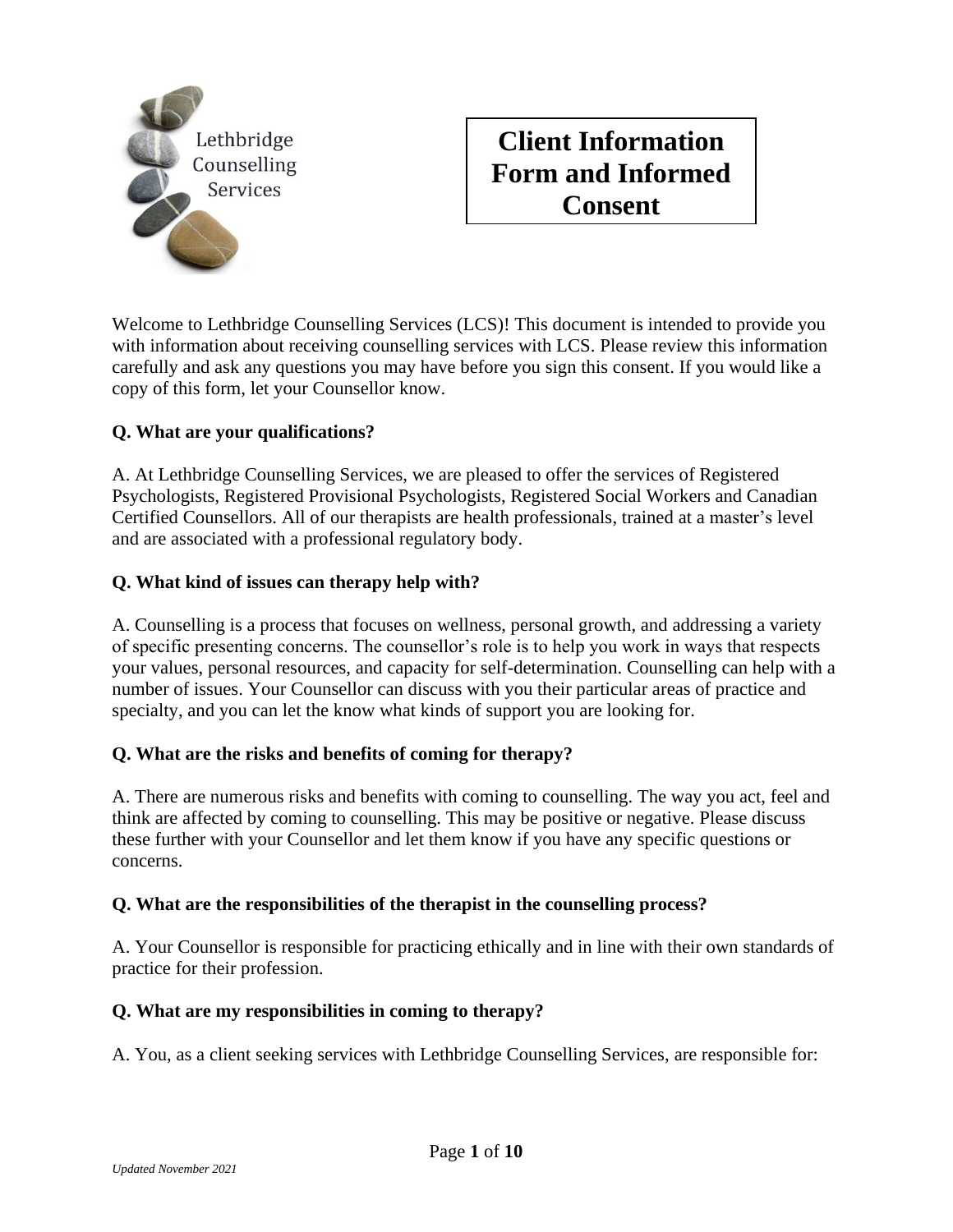Lethbridge Counselling Services

# Client Information Form and Informed Consent

Welcome to Lethbridge Counselling Services (LCS)! This document is intended to provide you with information about receiving counselling services with LCS. Please review this information carefully and ask any questions you may have before you sign this consent. If you would like a copy of this form, let your Counsellor know.

**Q. What are your qualifications?**

A. At Lethbridge Counselling Services, we are pleased to offer the services of Registered Psychologists, Registered Provisional Psychologists, Registered Social Workers and Canadian Certified Counsellors. All of our therapists are health professionals, trained at a master's level and are associated with a professional regulatory body.

**Q. What kind of issues can therapy help with?**

A. Counselling is a process that focuses on wellness, personal growth, and addressing a variety of specific presenting concerns. The counsellor's role is to help you work in ways that respects your values, personal resources, and capacity for self-determination. Counselling can help with a number of issues. Your Counsellor can discuss with you their particular areas of practice and specialty, and you can let the know what kinds of support you are looking for.

**Q. What are the risks and benefits of coming for therapy?**

A. There are numerous risks and benefits with coming to counselling. The way you act, feel and think are affected by coming to counselling. This may be positive or negative. Please discuss these further with your Counsellor and let them know if you have any specific questions or concerns.

**Q. What are the responsibilities of the therapist in the counselling process?**

A. Your Counsellor is responsible for practicing ethically and in line with their own standards of practice for their profession.

**Q. What are my responsibilities in coming to therapy?**

A. You, as a client seeking services with Lethbridge Counselling Services, are responsible for:

*Updated November 2021*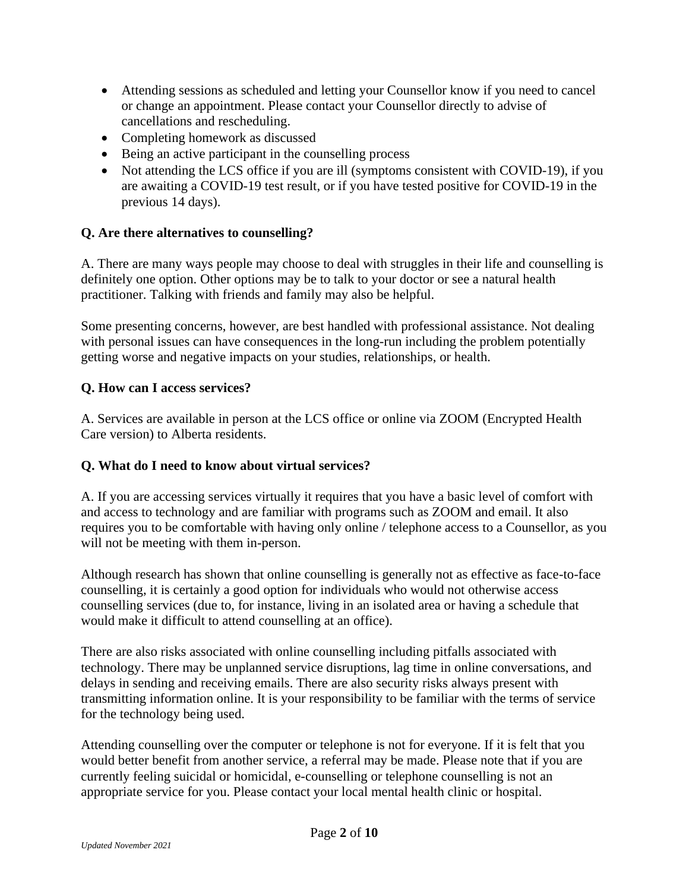- Attending sessions as scheduled and letting your Counsellor know if you need to cancel or change an appointment. Please contact your Counsellor directly to advise of cancellations and rescheduling.
- Completing homework as discussed
- Being an active participant in the counselling process
- Not attending the LCS office if you are ill (symptoms consistent with COVID-19), if you are awaiting a COVID-19 test result, or if you have tested positive for COVID-19 in the previous 14 days).

**Q. Are there alternatives to counselling?**

A. There are many ways people may choose to deal with struggles in their life and counselling is definitely one option. Other options may be to talk to your doctor or see a natural health practitioner. Talking with friends and family may also be helpful.

Some presenting concerns, however, are best handled with professional assistance. Not dealing with personal issues can have consequences in the long-run including the problem potentially getting worse and negative impacts on your studies, relationships, or health.

**Q. How can I access services?**

A. Services are available in person at the LCS office or online via ZOOM (Encrypted Health Care version) to Alberta residents.

**Q. What do I need to know about virtual services?**

A. If you are accessing services virtually it requires that you have a basic level of comfort with and access to technology and are familiar with programs such as ZOOM and email. It also requires you to be comfortable with having only online / telephone access to a Counsellor, as you will not be meeting with them in-person.

Although research has shown that online counselling is generally not as effective as face-to-face counselling, it is certainly a good option for individuals who would not otherwise access counselling services (due to, for instance, living in an isolated area or having a schedule that would make it difficult to attend counselling at an office).

There are also risks associated with online counselling including pitfalls associated with technology. There may be unplanned service disruptions, lag time in online conversations, and delays in sending and receiving emails. There are also security risks always present with transmitting information online. It is your responsibility to be familiar with the terms of service for the technology being used.

Attending counselling over the computer or telephone is not for everyone. If it is felt that you would better benefit from another service, a referral may be made. Please note that if you are currently feeling suicidal or homicidal, e-counselling or telephone counselling is not an appropriate service for you. Please contact your local mental health clinic or hospital.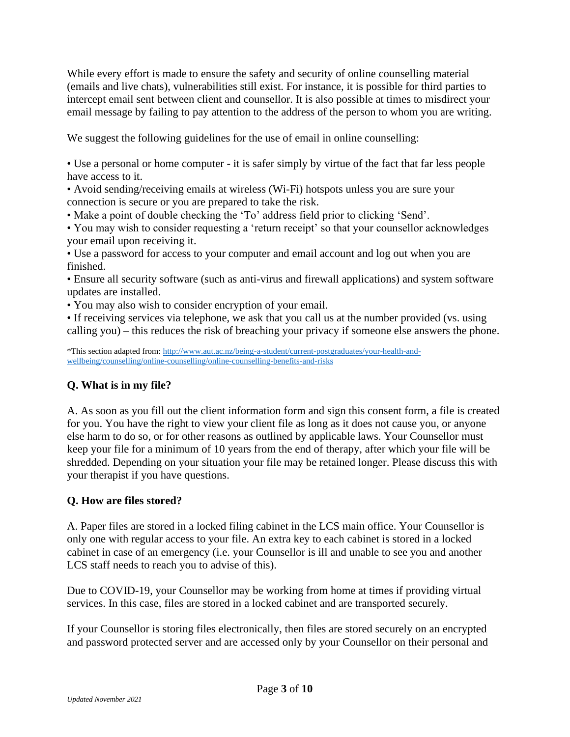While every effort is made to ensure the safety and security of online counselling material (emails and live chats), vulnerabilities still exist. For instance, it is possible for third parties to intercept email sent between client and counsellor. It is also possible at times to misdirect your email message by failing to pay attention to the address of the person to whom you are writing.

We suggest the following guidelines for the use of email in online counselling:

- Use a personal or home computer - it is safer simply by virtue of the fact that far less people have access to it.
- Avoid sending/receiving emails at wireless (Wi-Fi) hotspots unless you are sure your connection is secure or you are prepared to take the risk.
- Make a point of double checking the 'To' address field prior to clicking 'Send'.
- You may wish to consider requesting a 'return receipt' so that your counsellor acknowledges your email upon receiving it.
- Use a password for access to your computer and email account and log out when you are finished.
- Ensure all security software (such as anti-virus and firewall applications) and system software updates are installed.
- You may also wish to consider encryption of your email.
- If receiving services via telephone, we ask that you call us at the number provided (vs. using calling you) – this reduces the risk of breaching your privacy if someone else answers the phone.

*This section adapted from: [http://www.aut.ac.nz/being-a-student/current-postgraduates/your-health-and-wellbeing/counselling/online-counselling/online-counselling-benefits-and-risks](http://www.aut.ac.nz/being-a-student/current-postgraduates/your-health-and-wellbeing/counselling/online-counselling/online-counselling-benefits-and-risks)

**Q. What is in my file?**

A. As soon as you fill out the client information form and sign this consent form, a file is created for you. You have the right to view your client file as long as it does not cause you, or anyone else harm to do so, or for other reasons as outlined by applicable laws. Your Counsellor must keep your file for a minimum of 10 years from the end of therapy, after which your file will be shredded. Depending on your situation your file may be retained longer. Please discuss this with your therapist if you have questions.

**Q. How are files stored?**

A. Paper files are stored in a locked filing cabinet in the LCS main office. Your Counsellor is only one with regular access to your file. An extra key to each cabinet is stored in a locked cabinet in case of an emergency (i.e. your Counsellor is ill and unable to see you and another LCS staff needs to reach you to advise of this).

Due to COVID-19, your Counsellor may be working from home at times if providing virtual services. In this case, files are stored in a locked cabinet and are transported securely.

If your Counsellor is storing files electronically, then files are stored securely on an encrypted and password protected server and are accessed only by your Counsellor on their personal and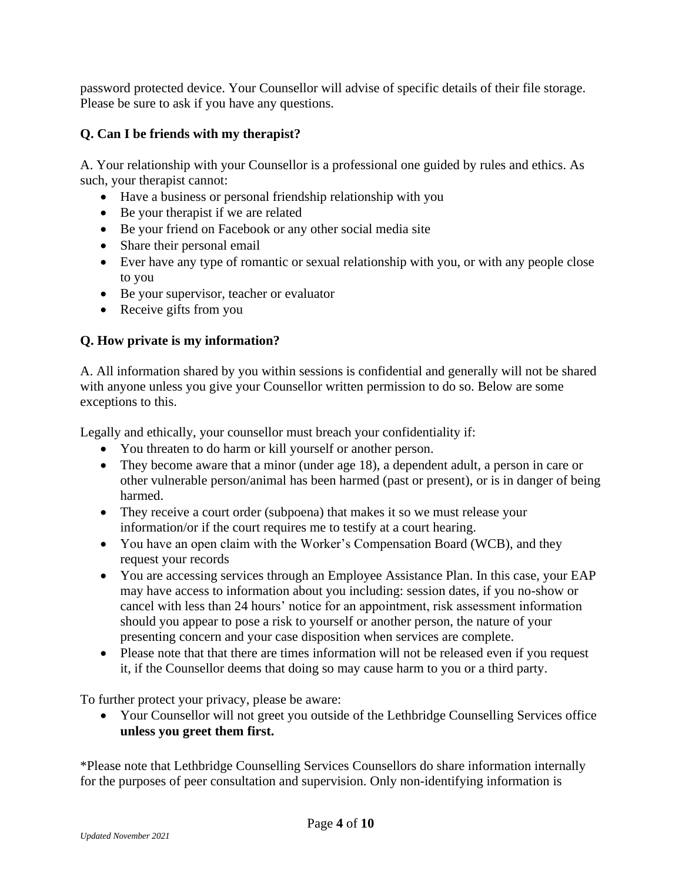password protected device. Your Counsellor will advise of specific details of their file storage. Please be sure to ask if you have any questions.

**Q. Can I be friends with my therapist?**

A. Your relationship with your Counsellor is a professional one guided by rules and ethics. As such, your therapist cannot:

- Have a business or personal friendship relationship with you
- Be your therapist if we are related
- Be your friend on Facebook or any other social media site
- Share their personal email
- Ever have any type of romantic or sexual relationship with you, or with any people close to you
- Be your supervisor, teacher or evaluator
- Receive gifts from you

**Q. How private is my information?**

A. All information shared by you within sessions is confidential and generally will not be shared with anyone unless you give your Counsellor written permission to do so. Below are some exceptions to this.

Legally and ethically, your counsellor must breach your confidentiality if:

- You threaten to do harm or kill yourself or another person.
- They become aware that a minor (under age 18), a dependent adult, a person in care or other vulnerable person/animal has been harmed (past or present), or is in danger of being harmed.
- They receive a court order (subpoena) that makes it so we must release your information/or if the court requires me to testify at a court hearing.
- You have an open claim with the Worker's Compensation Board (WCB), and they request your records
- You are accessing services through an Employee Assistance Plan. In this case, your EAP may have access to information about you including: session dates, if you no-show or cancel with less than 24 hours' notice for an appointment, risk assessment information should you appear to pose a risk to yourself or another person, the nature of your presenting concern and your case disposition when services are complete.
- Please note that that there are times information will not be released even if you request it, if the Counsellor deems that doing so may cause harm to you or a third party.

To further protect your privacy, please be aware:

- Your Counsellor will not greet you outside of the Lethbridge Counselling Services office **unless you greet them first.**

*Please note that Lethbridge Counselling Services Counsellors do share information internally for the purposes of peer consultation and supervision. Only non-identifying information is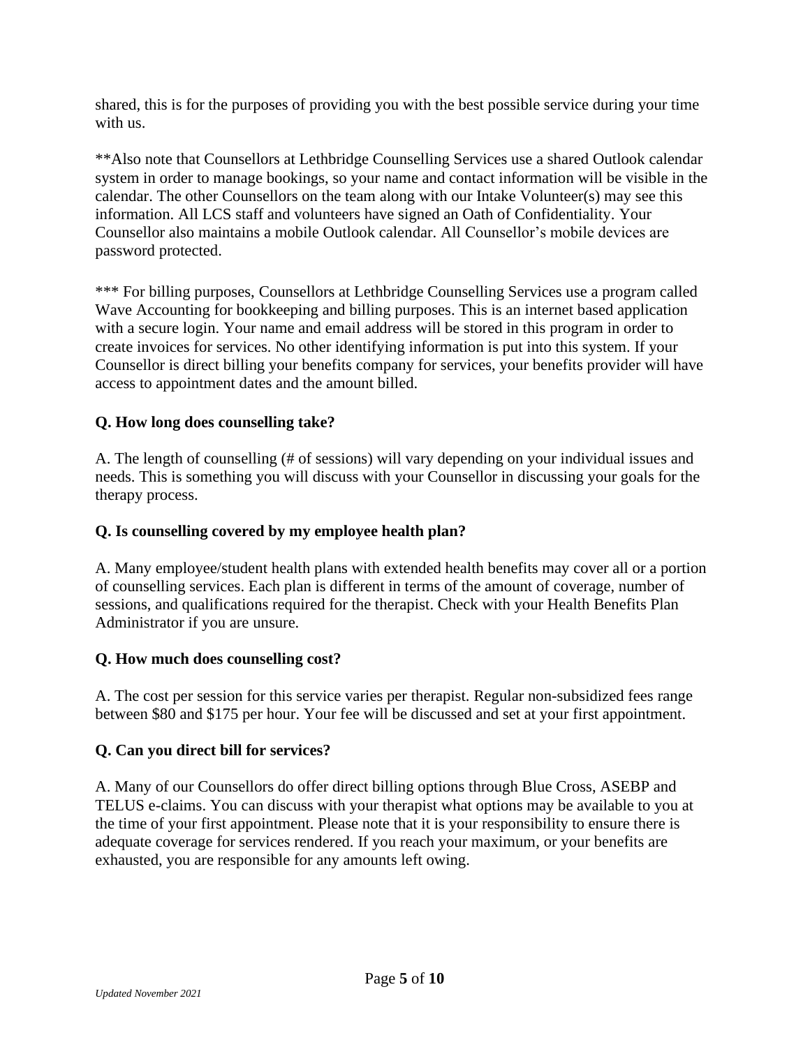shared, this is for the purposes of providing you with the best possible service during your time with us.

**Also note that Counsellors at Lethbridge Counselling Services use a shared Outlook calendar system in order to manage bookings, so your name and contact information will be visible in the calendar. The other Counsellors on the team along with our Intake Volunteer(s) may see this information. All LCS staff and volunteers have signed an Oath of Confidentiality. Your Counsellor also maintains a mobile Outlook calendar. All Counsellor's mobile devices are password protected.

*** For billing purposes, Counsellors at Lethbridge Counselling Services use a program called Wave Accounting for bookkeeping and billing purposes. This is an internet based application with a secure login. Your name and email address will be stored in this program in order to create invoices for services. No other identifying information is put into this system. If your Counsellor is direct billing your benefits company for services, your benefits provider will have access to appointment dates and the amount billed.

**Q. How long does counselling take?**

A. The length of counselling (# of sessions) will vary depending on your individual issues and needs. This is something you will discuss with your Counsellor in discussing your goals for the therapy process.

**Q. Is counselling covered by my employee health plan?**

A. Many employee/student health plans with extended health benefits may cover all or a portion of counselling services. Each plan is different in terms of the amount of coverage, number of sessions, and qualifications required for the therapist. Check with your Health Benefits Plan Administrator if you are unsure.

**Q. How much does counselling cost?**

A. The cost per session for this service varies per therapist. Regular non-subsidized fees range between $80 and $175 per hour. Your fee will be discussed and set at your first appointment.

**Q. Can you direct bill for services?**

A. Many of our Counsellors do offer direct billing options through Blue Cross, ASEBP and TELUS e-claims. You can discuss with your therapist what options may be available to you at the time of your first appointment. Please note that it is your responsibility to ensure there is adequate coverage for services rendered. If you reach your maximum, or your benefits are exhausted, you are responsible for any amounts left owing.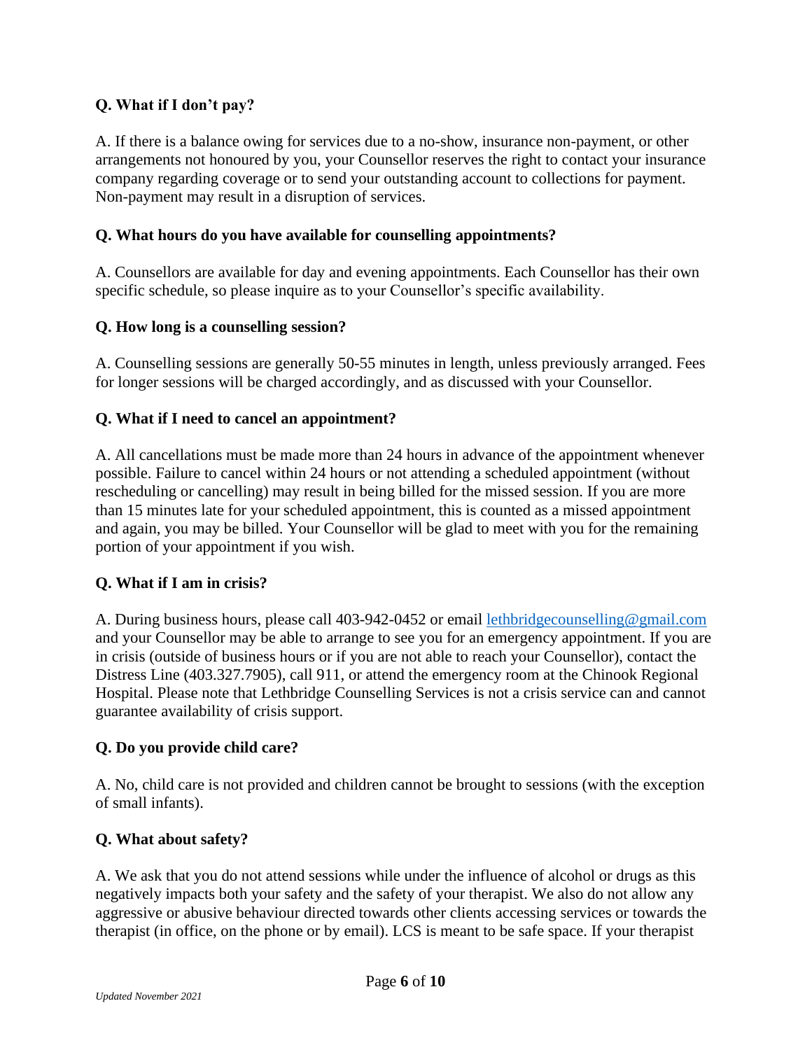**Q. What if I don't pay?**

A. If there is a balance owing for services due to a no-show, insurance non-payment, or other arrangements not honoured by you, your Counsellor reserves the right to contact your insurance company regarding coverage or to send your outstanding account to collections for payment. Non-payment may result in a disruption of services.

**Q. What hours do you have available for counselling appointments?**

A. Counsellors are available for day and evening appointments. Each Counsellor has their own specific schedule, so please inquire as to your Counsellor's specific availability.

**Q. How long is a counselling session?**

A. Counselling sessions are generally 50-55 minutes in length, unless previously arranged. Fees for longer sessions will be charged accordingly, and as discussed with your Counsellor.

**Q. What if I need to cancel an appointment?**

A. All cancellations must be made more than 24 hours in advance of the appointment whenever possible. Failure to cancel within 24 hours or not attending a scheduled appointment (without rescheduling or cancelling) may result in being billed for the missed session. If you are more than 15 minutes late for your scheduled appointment, this is counted as a missed appointment and again, you may be billed. Your Counsellor will be glad to meet with you for the remaining portion of your appointment if you wish.

**Q. What if I am in crisis?**

A. During business hours, please call 403-942-0452 or email lethbridgecounselling@gmail.com and your Counsellor may be able to arrange to see you for an emergency appointment. If you are in crisis (outside of business hours or if you are not able to reach your Counsellor), contact the Distress Line (403.327.7905), call 911, or attend the emergency room at the Chinook Regional Hospital. Please note that Lethbridge Counselling Services is not a crisis service can and cannot guarantee availability of crisis support.

**Q. Do you provide child care?**

A. No, child care is not provided and children cannot be brought to sessions (with the exception of small infants).

**Q. What about safety?**

A. We ask that you do not attend sessions while under the influence of alcohol or drugs as this negatively impacts both your safety and the safety of your therapist. We also do not allow any aggressive or abusive behaviour directed towards other clients accessing services or towards the therapist (in office, on the phone or by email). LCS is meant to be safe space. If your therapist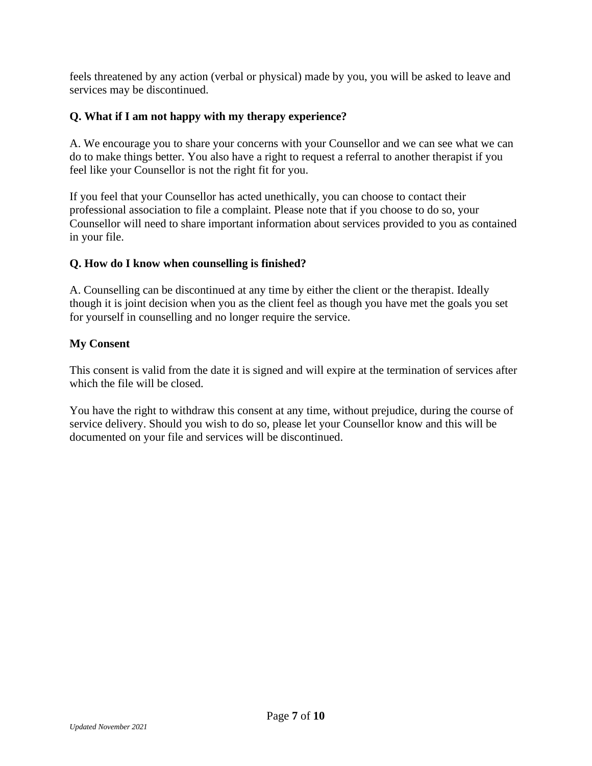feels threatened by any action (verbal or physical) made by you, you will be asked to leave and services may be discontinued.

**Q. What if I am not happy with my therapy experience?**

A. We encourage you to share your concerns with your Counsellor and we can see what we can do to make things better. You also have a right to request a referral to another therapist if you feel like your Counsellor is not the right fit for you.

If you feel that your Counsellor has acted unethically, you can choose to contact their professional association to file a complaint. Please note that if you choose to do so, your Counsellor will need to share important information about services provided to you as contained in your file.

**Q. How do I know when counselling is finished?**

A. Counselling can be discontinued at any time by either the client or the therapist. Ideally though it is joint decision when you as the client feel as though you have met the goals you set for yourself in counselling and no longer require the service.

**My Consent**

This consent is valid from the date it is signed and will expire at the termination of services after which the file will be closed.

You have the right to withdraw this consent at any time, without prejudice, during the course of service delivery. Should you wish to do so, please let your Counsellor know and this will be documented on your file and services will be discontinued.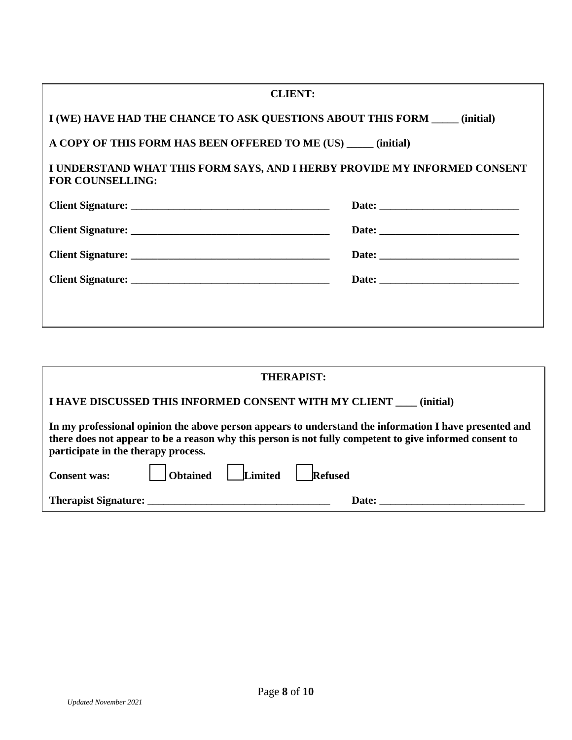**CLIENT:**

**I (WE) HAVE HAD THE CHANCE TO ASK QUESTIONS ABOUT THIS FORM _____ (initial)**

**A COPY OF THIS FORM HAS BEEN OFFERED TO ME (US) _____ (initial)**

**I UNDERSTAND WHAT THIS FORM SAYS, AND I HERBY PROVIDE MY INFORMED CONSENT FOR COUNSELLING:**

**Client Signature: ______________________________________ Date: ___________________________**

**Client Signature: ______________________________________ Date: ___________________________**

**Client Signature: ______________________________________ Date: ___________________________**

**Client Signature: ______________________________________ Date: ___________________________**

**THERAPIST:**

**I HAVE DISCUSSED THIS INFORMED CONSENT WITH MY CLIENT ____ (initial)**

**In my professional opinion the above person appears to understand the information I have presented and there does not appear to be a reason why this person is not fully competent to give informed consent to participate in the therapy process.**

**Consent was:** ☐ **Obtained** ☐ **Limited** ☐ **Refused**

**Therapist Signature: ___________________________________ Date: ____________________________**

*Updated November 2021*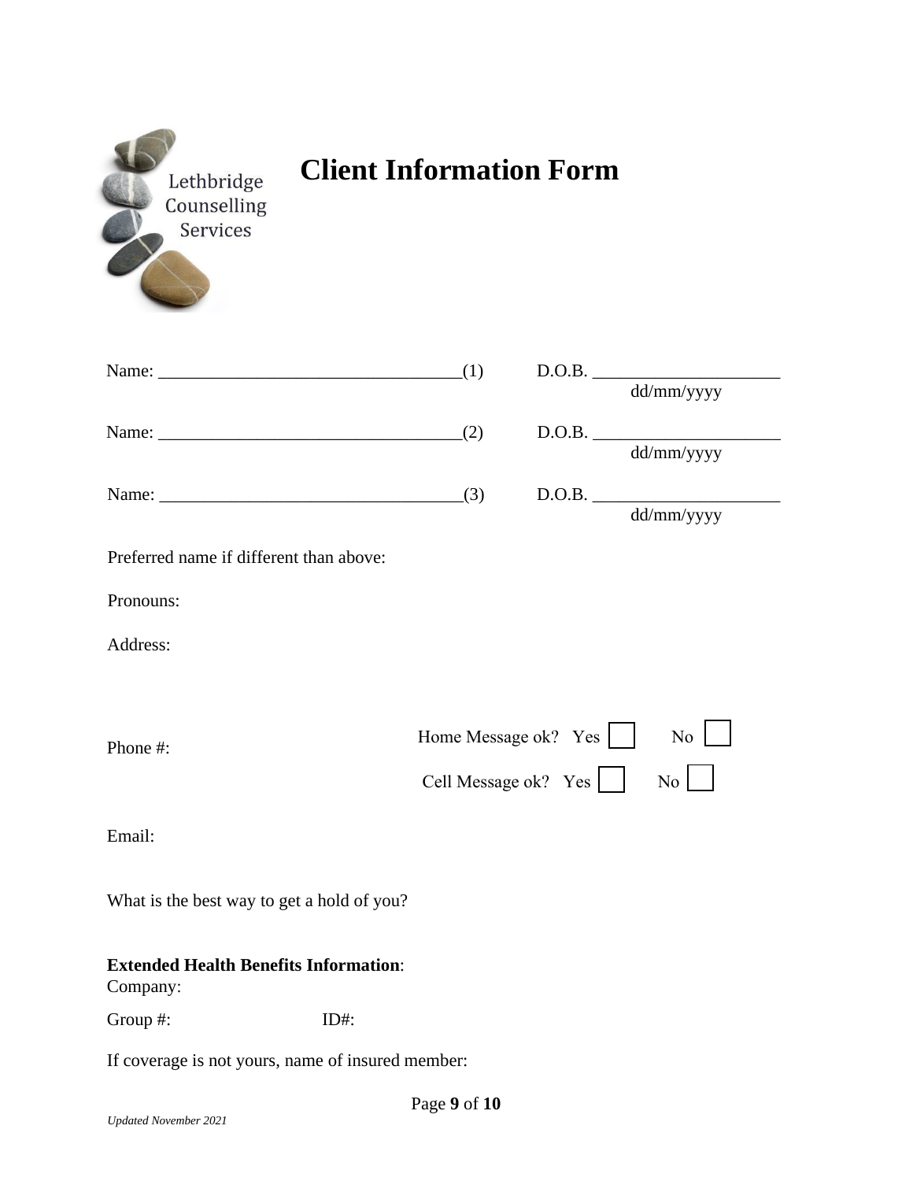Lethbridge Counselling Services

# Client Information Form

Name: ___________________________________(1)     D.O.B. _____________________
dd/mm/yyyy

Name: ___________________________________(2)     D.O.B. _____________________
dd/mm/yyyy

Name: ___________________________________(3)     D.O.B. _____________________
dd/mm/yyyy

Preferred name if different than above:

Pronouns:

Address:

Phone #:

Home Message ok? Yes ☐ No ☐

Cell Message ok? Yes ☐ No ☐

Email:

What is the best way to get a hold of you?

**Extended Health Benefits Information**:
Company:

Group #: ID#:

If coverage is not yours, name of insured member:

*Updated November 2021*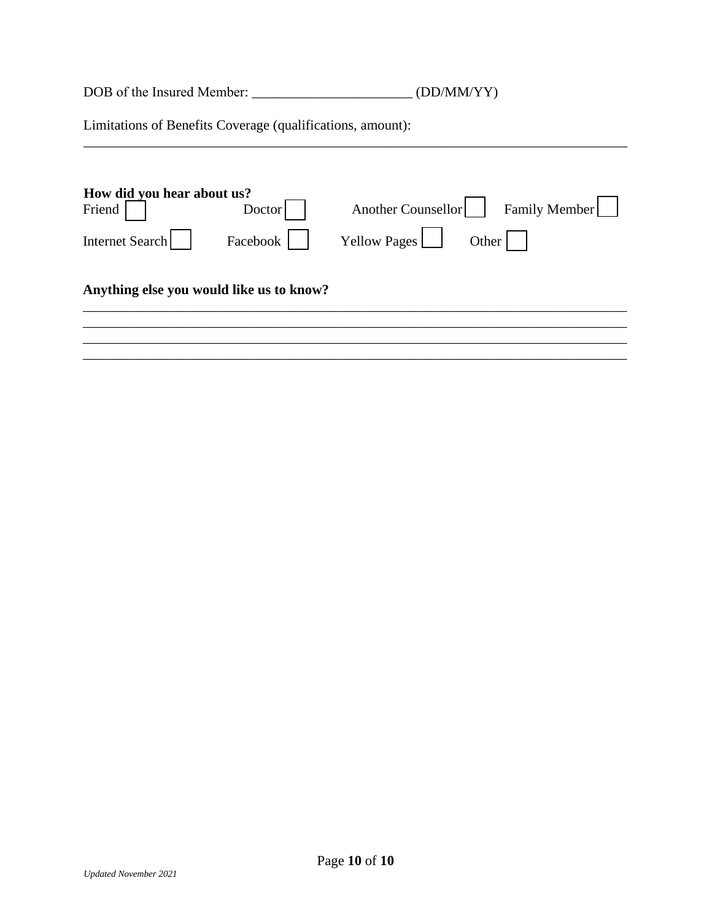DOB of the Insured Member: _______________________ (DD/MM/YY)

Limitations of Benefits Coverage (qualifications, amount):

_______________________________________________________________________________

**How did you hear about us?**

Friend ☐ Doctor ☐ Another Counsellor ☐ Family Member ☐

Internet Search ☐ Facebook ☐ Yellow Pages ☐ Other ☐

**Anything else you would like us to know?**

_______________________________________________________________________________
_______________________________________________________________________________
_______________________________________________________________________________
_______________________________________________________________________________

*Updated November 2021*